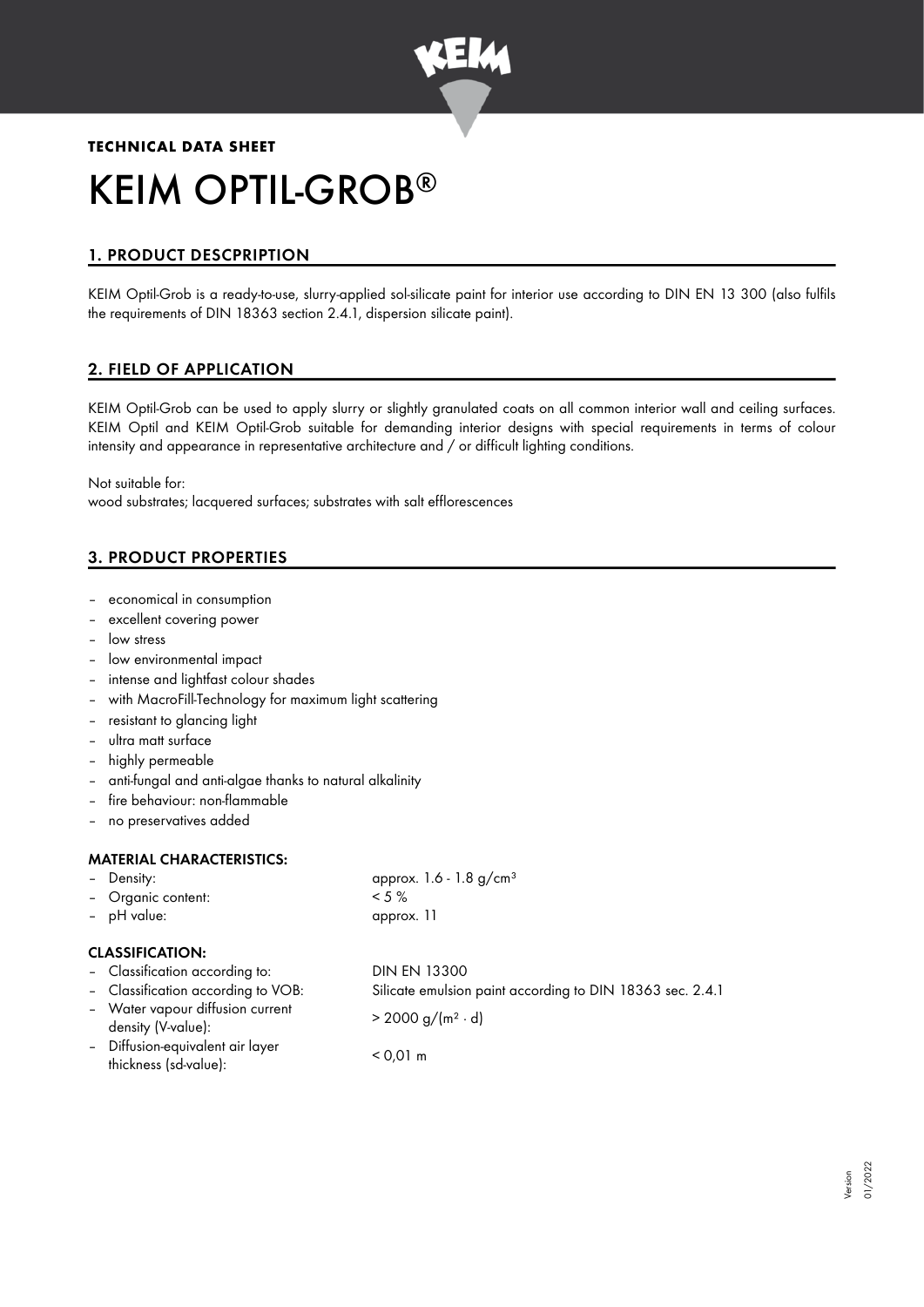**TECHNICAL DATA SHEET**

# KEIM OPTIL-GROB®

## 1. PRODUCT DESCPRIPTION

KEIM Optil-Grob is a ready-to-use, slurry-applied sol-silicate paint for interior use according to DIN EN 13 300 (also fulfils the requirements of DIN 18363 section 2.4.1, dispersion silicate paint).

## 2. FIELD OF APPLICATION

KEIM Optil-Grob can be used to apply slurry or slightly granulated coats on all common interior wall and ceiling surfaces. KEIM Optil and KEIM Optil-Grob suitable for demanding interior designs with special requirements in terms of colour intensity and appearance in representative architecture and / or difficult lighting conditions.

Not suitable for:
wood substrates; lacquered surfaces; substrates with salt efflorescences

## 3. PRODUCT PROPERTIES

- economical in consumption
- excellent covering power
- low stress
- low environmental impact
- intense and lightfast colour shades
- with MacroFill-Technology for maximum light scattering
- resistant to glancing light
- ultra matt surface
- highly permeable
- anti-fungal and anti-algae thanks to natural alkalinity
- fire behaviour: non-flammable
- no preservatives added

### MATERIAL CHARACTERISTICS:

| | |
|---|---|
| – Density: | approx. 1.6 - 1.8 g/cm³ |
| – Organic content: | < 5 % |
| – pH value: | approx. 11 |

### CLASSIFICATION:

| | |
|---|---|
| – Classification according to: | DIN EN 13300 |
| – Classification according to VOB: | Silicate emulsion paint according to DIN 18363 sec. 2.4.1 |
| – Water vapour diffusion current density (V-value): | > 2000 g/(m² · d) |
| – Diffusion-equivalent air layer thickness (sd-value): | < 0,01 m |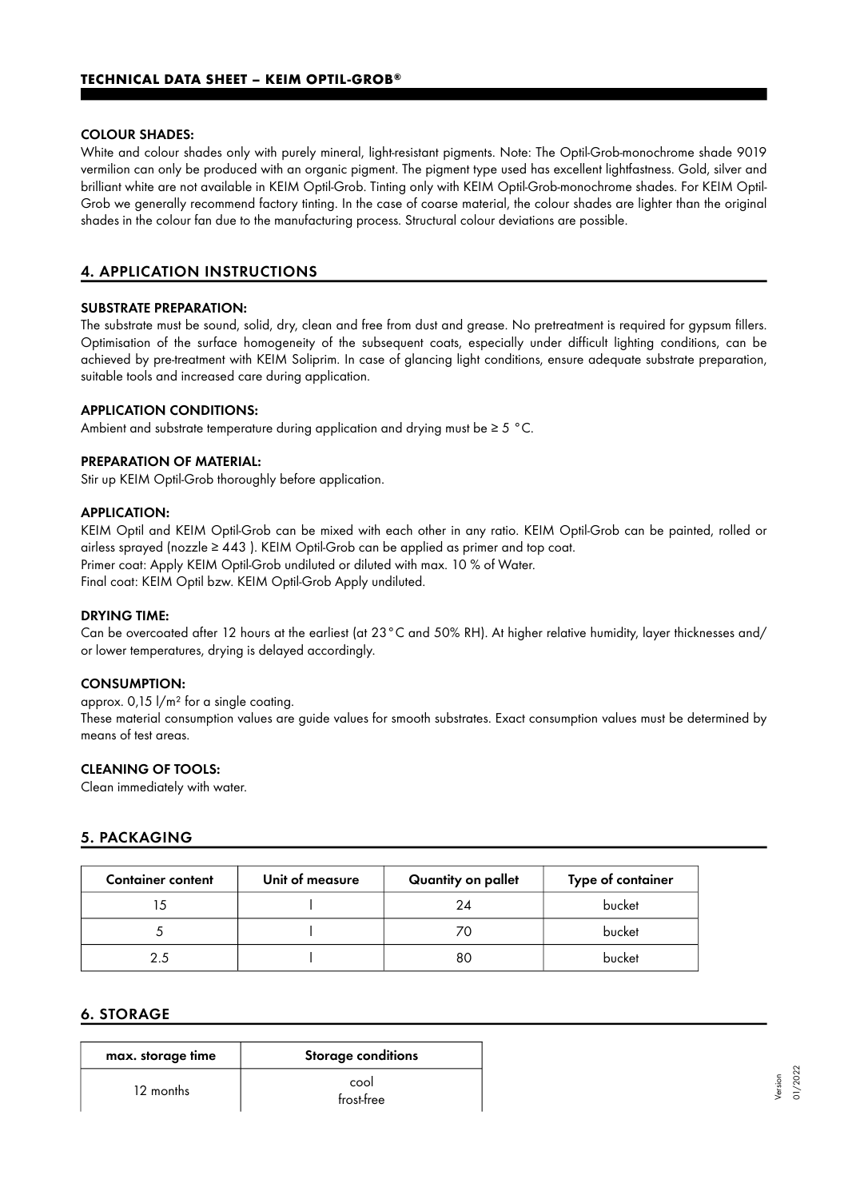### COLOUR SHADES:

White and colour shades only with purely mineral, light-resistant pigments. Note: The Optil-Grob-monochrome shade 9019 vermilion can only be produced with an organic pigment. The pigment type used has excellent lightfastness. Gold, silver and brilliant white are not available in KEIM Optil-Grob. Tinting only with KEIM Optil-Grob-monochrome shades. For KEIM Optil-Grob we generally recommend factory tinting. In the case of coarse material, the colour shades are lighter than the original shades in the colour fan due to the manufacturing process. Structural colour deviations are possible.

## 4. APPLICATION INSTRUCTIONS

### SUBSTRATE PREPARATION:

The substrate must be sound, solid, dry, clean and free from dust and grease. No pretreatment is required for gypsum fillers. Optimisation of the surface homogeneity of the subsequent coats, especially under difficult lighting conditions, can be achieved by pre-treatment with KEIM Soliprim. In case of glancing light conditions, ensure adequate substrate preparation, suitable tools and increased care during application.

### APPLICATION CONDITIONS:

Ambient and substrate temperature during application and drying must be ≥ 5 °C.

### PREPARATION OF MATERIAL:

Stir up KEIM Optil-Grob thoroughly before application.

### APPLICATION:

KEIM Optil and KEIM Optil-Grob can be mixed with each other in any ratio. KEIM Optil-Grob can be painted, rolled or airless sprayed (nozzle ≥ 443 ). KEIM Optil-Grob can be applied as primer and top coat.
Primer coat: Apply KEIM Optil-Grob undiluted or diluted with max. 10 % of Water.
Final coat: KEIM Optil bzw. KEIM Optil-Grob Apply undiluted.

### DRYING TIME:

Can be overcoated after 12 hours at the earliest (at 23°C and 50% RH). At higher relative humidity, layer thicknesses and/or lower temperatures, drying is delayed accordingly.

### CONSUMPTION:

approx. 0,15 l/m² for a single coating.
These material consumption values are guide values for smooth substrates. Exact consumption values must be determined by means of test areas.

### CLEANING OF TOOLS:

Clean immediately with water.

## 5. PACKAGING

| Container content | Unit of measure | Quantity on pallet | Type of container |
|---|---|---|---|
| 15 | l | 24 | bucket |
| 5 | l | 70 | bucket |
| 2.5 | l | 80 | bucket |

## 6. STORAGE

| max. storage time | Storage conditions |
|---|---|
| 12 months | cool<br>frost-free |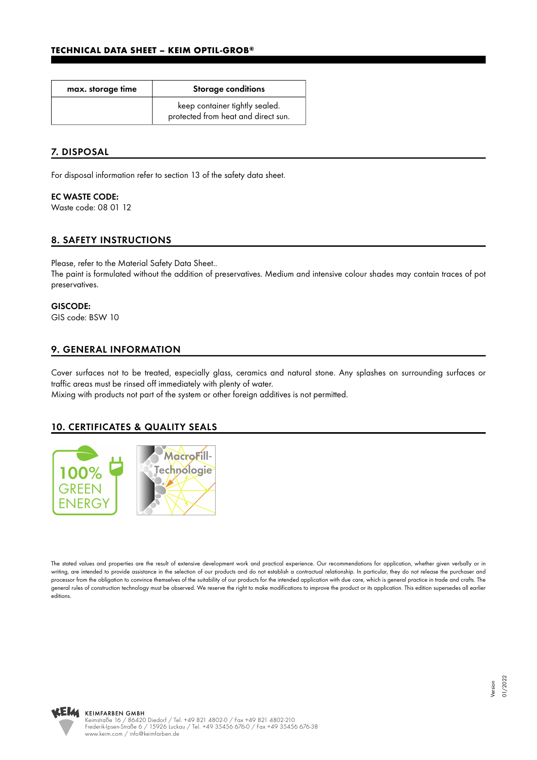| max. storage time | Storage conditions |
|---|---|
| | keep container tightly sealed. protected from heat and direct sun. |

## 7. DISPOSAL

For disposal information refer to section 13 of the safety data sheet.

**EC WASTE CODE:**
Waste code: 08 01 12

## 8. SAFETY INSTRUCTIONS

Please, refer to the Material Safety Data Sheet..
The paint is formulated without the addition of preservatives. Medium and intensive colour shades may contain traces of pot preservatives.

**GISCODE:**
GIS code: BSW 10

## 9. GENERAL INFORMATION

Cover surfaces not to be treated, especially glass, ceramics and natural stone. Any splashes on surrounding surfaces or traffic areas must be rinsed off immediately with plenty of water.
Mixing with products not part of the system or other foreign additives is not permitted.

## 10. CERTIFICATES & QUALITY SEALS

100% GREEN ENERGY

MacroFill-Technologie

The stated values and properties are the result of extensive development work and practical experience. Our recommendations for application, whether given verbally or in writing, are intended to provide assistance in the selection of our products and do not establish a contractual relationship. In particular, they do not release the purchaser and processor from the obligation to convince themselves of the suitability of our products for the intended application with due care, which is general practice in trade and crafts. The general rules of construction technology must be observed. We reserve the right to make modifications to improve the product or its application. This edition supersedes all earlier editions.

KEIMFARBEN GMBH
Keimstraße 16 / 86420 Diedorf / Tel. +49 821 4802-0 / Fax +49 821 4802-210
Frederik-Ipsen-Straße 6 / 15926 Luckau / Tel. +49 35456 676-0 / Fax +49 35456 676-38
www.keim.com / info@keimfarben.de

Version 01/2022